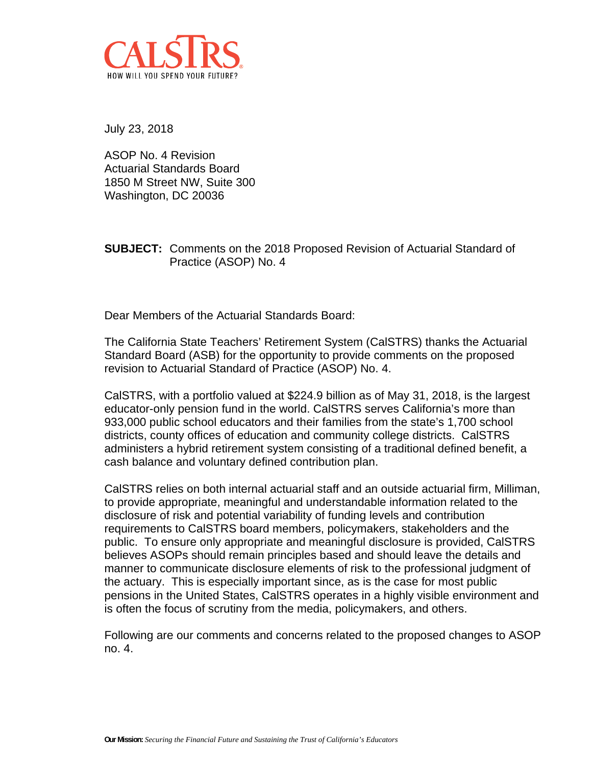CALSTRS
HOW WILL YOU SPEND YOUR FUTURE?

July 23, 2018

ASOP No. 4 Revision
Actuarial Standards Board
1850 M Street NW, Suite 300
Washington, DC 20036

**SUBJECT:** Comments on the 2018 Proposed Revision of Actuarial Standard of Practice (ASOP) No. 4

Dear Members of the Actuarial Standards Board:

The California State Teachers' Retirement System (CalSTRS) thanks the Actuarial Standard Board (ASB) for the opportunity to provide comments on the proposed revision to Actuarial Standard of Practice (ASOP) No. 4.

CalSTRS, with a portfolio valued at $224.9 billion as of May 31, 2018, is the largest educator-only pension fund in the world. CalSTRS serves California's more than 933,000 public school educators and their families from the state's 1,700 school districts, county offices of education and community college districts. CalSTRS administers a hybrid retirement system consisting of a traditional defined benefit, a cash balance and voluntary defined contribution plan.

CalSTRS relies on both internal actuarial staff and an outside actuarial firm, Milliman, to provide appropriate, meaningful and understandable information related to the disclosure of risk and potential variability of funding levels and contribution requirements to CalSTRS board members, policymakers, stakeholders and the public. To ensure only appropriate and meaningful disclosure is provided, CalSTRS believes ASOPs should remain principles based and should leave the details and manner to communicate disclosure elements of risk to the professional judgment of the actuary. This is especially important since, as is the case for most public pensions in the United States, CalSTRS operates in a highly visible environment and is often the focus of scrutiny from the media, policymakers, and others.

Following are our comments and concerns related to the proposed changes to ASOP no. 4.

**Our Mission:** *Securing the Financial Future and Sustaining the Trust of California's Educators*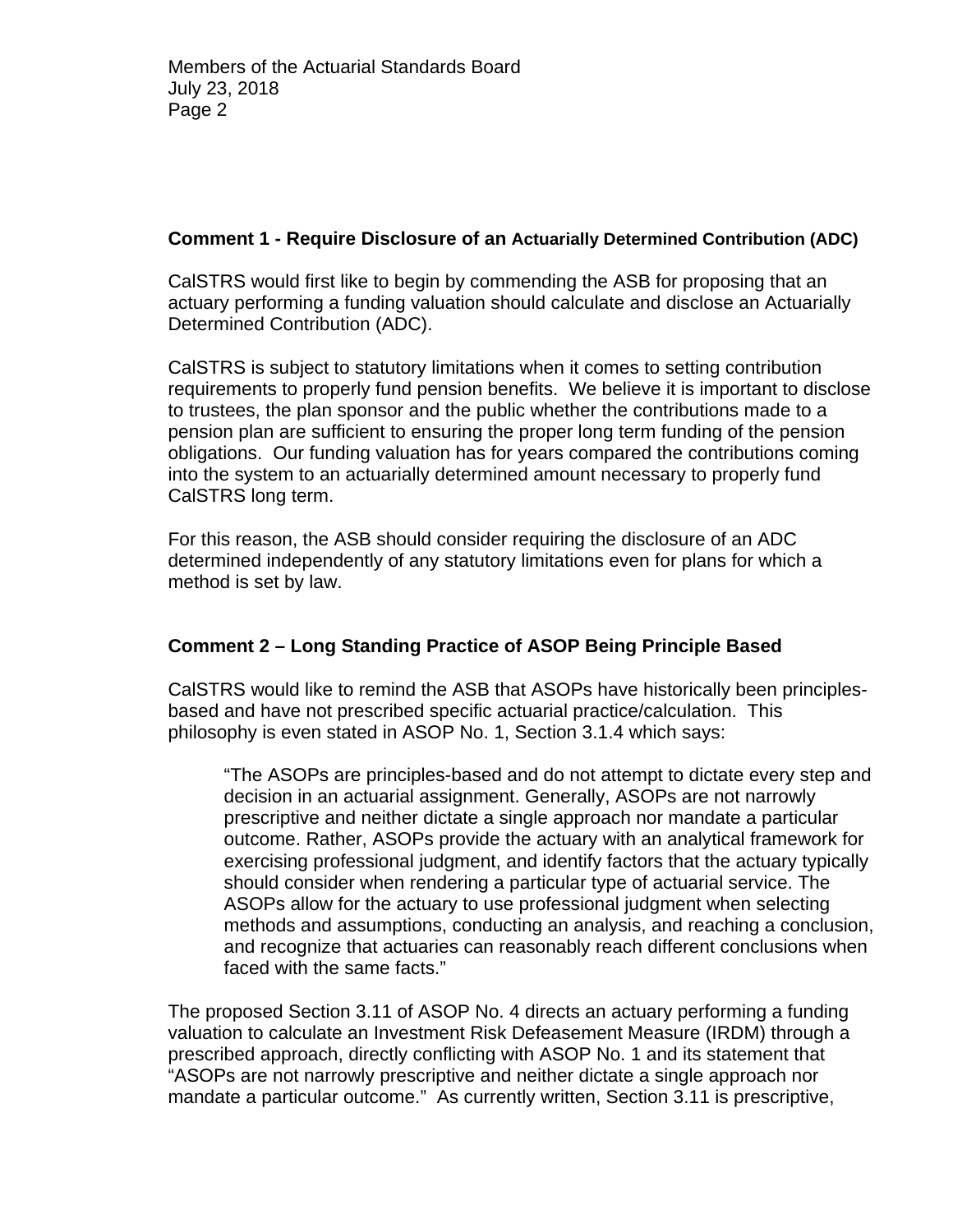**Comment 1 - Require Disclosure of an Actuarially Determined Contribution (ADC)**

CalSTRS would first like to begin by commending the ASB for proposing that an actuary performing a funding valuation should calculate and disclose an Actuarially Determined Contribution (ADC).

CalSTRS is subject to statutory limitations when it comes to setting contribution requirements to properly fund pension benefits. We believe it is important to disclose to trustees, the plan sponsor and the public whether the contributions made to a pension plan are sufficient to ensuring the proper long term funding of the pension obligations. Our funding valuation has for years compared the contributions coming into the system to an actuarially determined amount necessary to properly fund CalSTRS long term.

For this reason, the ASB should consider requiring the disclosure of an ADC determined independently of any statutory limitations even for plans for which a method is set by law.

**Comment 2 – Long Standing Practice of ASOP Being Principle Based**

CalSTRS would like to remind the ASB that ASOPs have historically been principles-based and have not prescribed specific actuarial practice/calculation. This philosophy is even stated in ASOP No. 1, Section 3.1.4 which says:

> "The ASOPs are principles-based and do not attempt to dictate every step and decision in an actuarial assignment. Generally, ASOPs are not narrowly prescriptive and neither dictate a single approach nor mandate a particular outcome. Rather, ASOPs provide the actuary with an analytical framework for exercising professional judgment, and identify factors that the actuary typically should consider when rendering a particular type of actuarial service. The ASOPs allow for the actuary to use professional judgment when selecting methods and assumptions, conducting an analysis, and reaching a conclusion, and recognize that actuaries can reasonably reach different conclusions when faced with the same facts."

The proposed Section 3.11 of ASOP No. 4 directs an actuary performing a funding valuation to calculate an Investment Risk Defeasement Measure (IRDM) through a prescribed approach, directly conflicting with ASOP No. 1 and its statement that "ASOPs are not narrowly prescriptive and neither dictate a single approach nor mandate a particular outcome." As currently written, Section 3.11 is prescriptive,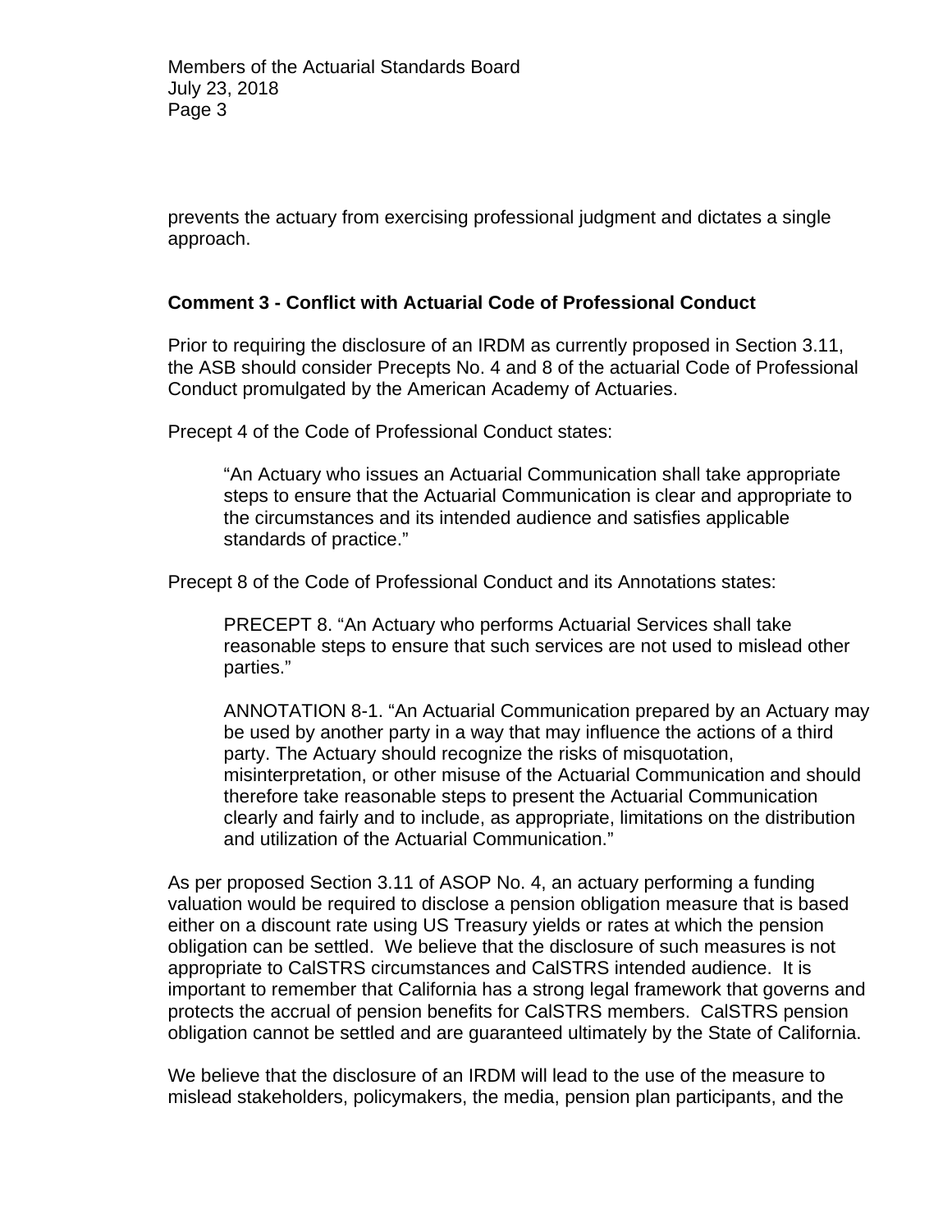prevents the actuary from exercising professional judgment and dictates a single approach.

**Comment 3 - Conflict with Actuarial Code of Professional Conduct**

Prior to requiring the disclosure of an IRDM as currently proposed in Section 3.11, the ASB should consider Precepts No. 4 and 8 of the actuarial Code of Professional Conduct promulgated by the American Academy of Actuaries.

Precept 4 of the Code of Professional Conduct states:

> "An Actuary who issues an Actuarial Communication shall take appropriate steps to ensure that the Actuarial Communication is clear and appropriate to the circumstances and its intended audience and satisfies applicable standards of practice."

Precept 8 of the Code of Professional Conduct and its Annotations states:

> PRECEPT 8. "An Actuary who performs Actuarial Services shall take reasonable steps to ensure that such services are not used to mislead other parties."
>
> ANNOTATION 8-1. "An Actuarial Communication prepared by an Actuary may be used by another party in a way that may influence the actions of a third party. The Actuary should recognize the risks of misquotation, misinterpretation, or other misuse of the Actuarial Communication and should therefore take reasonable steps to present the Actuarial Communication clearly and fairly and to include, as appropriate, limitations on the distribution and utilization of the Actuarial Communication."

As per proposed Section 3.11 of ASOP No. 4, an actuary performing a funding valuation would be required to disclose a pension obligation measure that is based either on a discount rate using US Treasury yields or rates at which the pension obligation can be settled. We believe that the disclosure of such measures is not appropriate to CalSTRS circumstances and CalSTRS intended audience. It is important to remember that California has a strong legal framework that governs and protects the accrual of pension benefits for CalSTRS members. CalSTRS pension obligation cannot be settled and are guaranteed ultimately by the State of California.

We believe that the disclosure of an IRDM will lead to the use of the measure to mislead stakeholders, policymakers, the media, pension plan participants, and the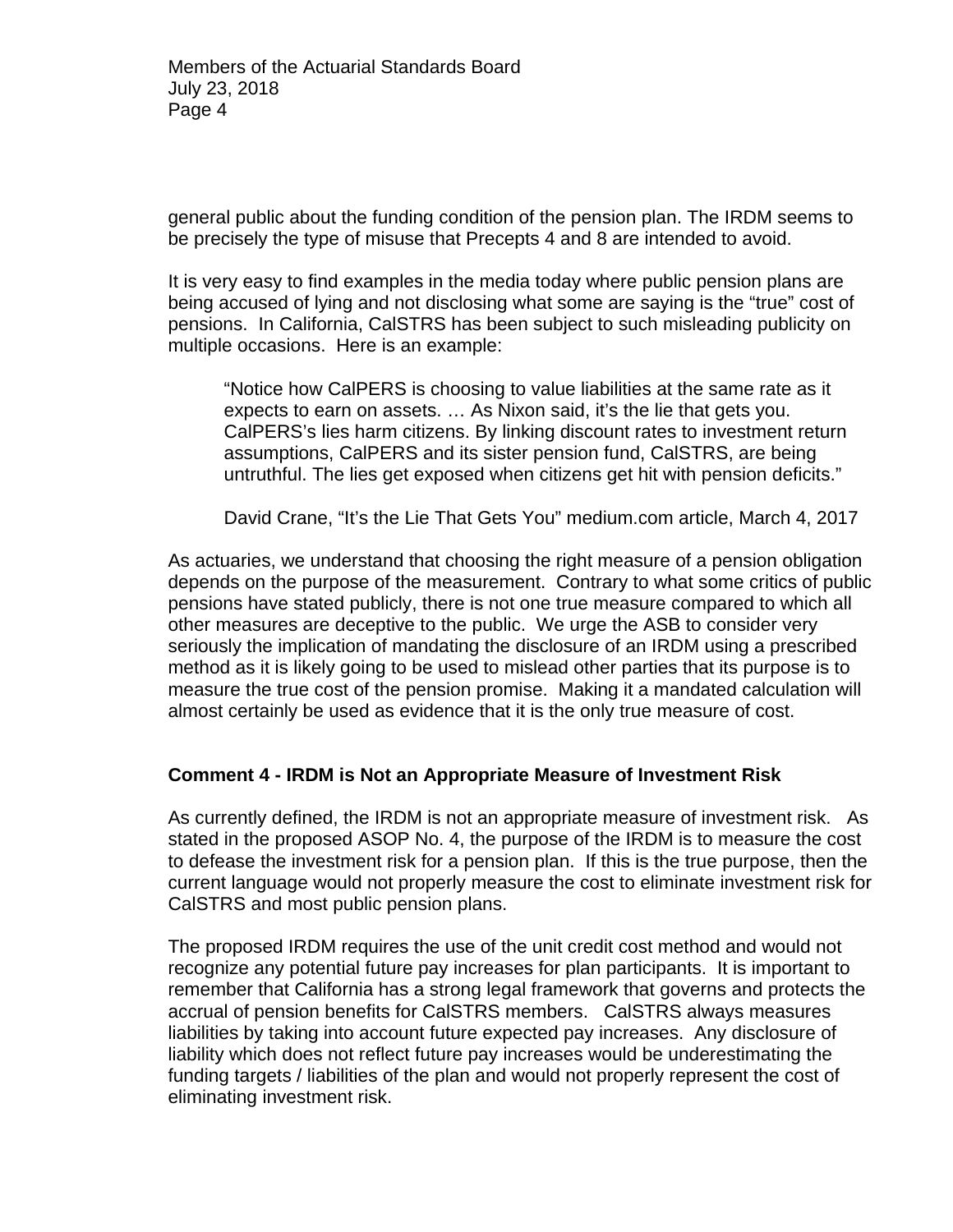general public about the funding condition of the pension plan. The IRDM seems to be precisely the type of misuse that Precepts 4 and 8 are intended to avoid.

It is very easy to find examples in the media today where public pension plans are being accused of lying and not disclosing what some are saying is the "true" cost of pensions. In California, CalSTRS has been subject to such misleading publicity on multiple occasions. Here is an example:

> "Notice how CalPERS is choosing to value liabilities at the same rate as it expects to earn on assets. … As Nixon said, it's the lie that gets you. CalPERS's lies harm citizens. By linking discount rates to investment return assumptions, CalPERS and its sister pension fund, CalSTRS, are being untruthful. The lies get exposed when citizens get hit with pension deficits."
>
> David Crane, "It's the Lie That Gets You" medium.com article, March 4, 2017

As actuaries, we understand that choosing the right measure of a pension obligation depends on the purpose of the measurement. Contrary to what some critics of public pensions have stated publicly, there is not one true measure compared to which all other measures are deceptive to the public. We urge the ASB to consider very seriously the implication of mandating the disclosure of an IRDM using a prescribed method as it is likely going to be used to mislead other parties that its purpose is to measure the true cost of the pension promise. Making it a mandated calculation will almost certainly be used as evidence that it is the only true measure of cost.

**Comment 4 - IRDM is Not an Appropriate Measure of Investment Risk**

As currently defined, the IRDM is not an appropriate measure of investment risk. As stated in the proposed ASOP No. 4, the purpose of the IRDM is to measure the cost to defease the investment risk for a pension plan. If this is the true purpose, then the current language would not properly measure the cost to eliminate investment risk for CalSTRS and most public pension plans.

The proposed IRDM requires the use of the unit credit cost method and would not recognize any potential future pay increases for plan participants. It is important to remember that California has a strong legal framework that governs and protects the accrual of pension benefits for CalSTRS members. CalSTRS always measures liabilities by taking into account future expected pay increases. Any disclosure of liability which does not reflect future pay increases would be underestimating the funding targets / liabilities of the plan and would not properly represent the cost of eliminating investment risk.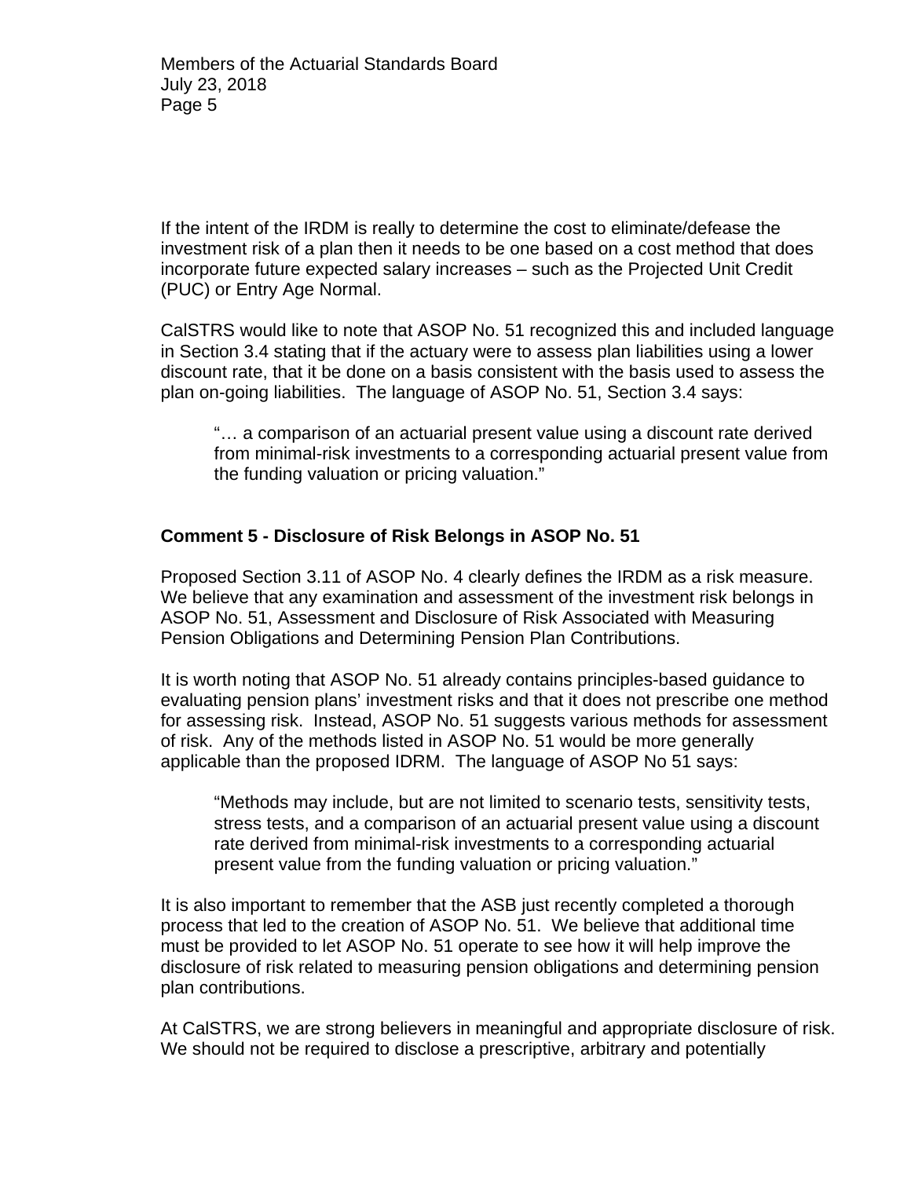If the intent of the IRDM is really to determine the cost to eliminate/defease the investment risk of a plan then it needs to be one based on a cost method that does incorporate future expected salary increases – such as the Projected Unit Credit (PUC) or Entry Age Normal.

CalSTRS would like to note that ASOP No. 51 recognized this and included language in Section 3.4 stating that if the actuary were to assess plan liabilities using a lower discount rate, that it be done on a basis consistent with the basis used to assess the plan on-going liabilities. The language of ASOP No. 51, Section 3.4 says:

> "… a comparison of an actuarial present value using a discount rate derived from minimal-risk investments to a corresponding actuarial present value from the funding valuation or pricing valuation."

**Comment 5 - Disclosure of Risk Belongs in ASOP No. 51**

Proposed Section 3.11 of ASOP No. 4 clearly defines the IRDM as a risk measure. We believe that any examination and assessment of the investment risk belongs in ASOP No. 51, Assessment and Disclosure of Risk Associated with Measuring Pension Obligations and Determining Pension Plan Contributions.

It is worth noting that ASOP No. 51 already contains principles-based guidance to evaluating pension plans' investment risks and that it does not prescribe one method for assessing risk. Instead, ASOP No. 51 suggests various methods for assessment of risk. Any of the methods listed in ASOP No. 51 would be more generally applicable than the proposed IDRM. The language of ASOP No 51 says:

> "Methods may include, but are not limited to scenario tests, sensitivity tests, stress tests, and a comparison of an actuarial present value using a discount rate derived from minimal-risk investments to a corresponding actuarial present value from the funding valuation or pricing valuation."

It is also important to remember that the ASB just recently completed a thorough process that led to the creation of ASOP No. 51. We believe that additional time must be provided to let ASOP No. 51 operate to see how it will help improve the disclosure of risk related to measuring pension obligations and determining pension plan contributions.

At CalSTRS, we are strong believers in meaningful and appropriate disclosure of risk. We should not be required to disclose a prescriptive, arbitrary and potentially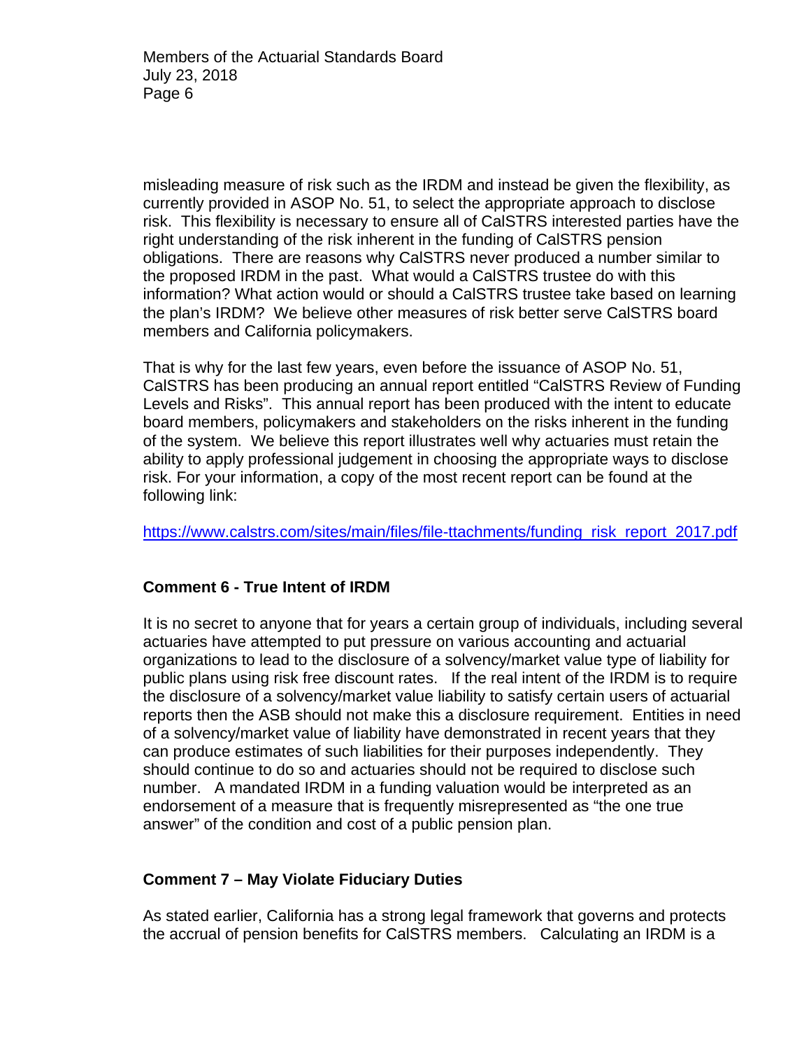misleading measure of risk such as the IRDM and instead be given the flexibility, as currently provided in ASOP No. 51, to select the appropriate approach to disclose risk. This flexibility is necessary to ensure all of CalSTRS interested parties have the right understanding of the risk inherent in the funding of CalSTRS pension obligations. There are reasons why CalSTRS never produced a number similar to the proposed IRDM in the past. What would a CalSTRS trustee do with this information? What action would or should a CalSTRS trustee take based on learning the plan's IRDM? We believe other measures of risk better serve CalSTRS board members and California policymakers.

That is why for the last few years, even before the issuance of ASOP No. 51, CalSTRS has been producing an annual report entitled "CalSTRS Review of Funding Levels and Risks". This annual report has been produced with the intent to educate board members, policymakers and stakeholders on the risks inherent in the funding of the system. We believe this report illustrates well why actuaries must retain the ability to apply professional judgement in choosing the appropriate ways to disclose risk. For your information, a copy of the most recent report can be found at the following link:

https://www.calstrs.com/sites/main/files/file-ttachments/funding_risk_report_2017.pdf

**Comment 6 - True Intent of IRDM**

It is no secret to anyone that for years a certain group of individuals, including several actuaries have attempted to put pressure on various accounting and actuarial organizations to lead to the disclosure of a solvency/market value type of liability for public plans using risk free discount rates. If the real intent of the IRDM is to require the disclosure of a solvency/market value liability to satisfy certain users of actuarial reports then the ASB should not make this a disclosure requirement. Entities in need of a solvency/market value of liability have demonstrated in recent years that they can produce estimates of such liabilities for their purposes independently. They should continue to do so and actuaries should not be required to disclose such number. A mandated IRDM in a funding valuation would be interpreted as an endorsement of a measure that is frequently misrepresented as "the one true answer" of the condition and cost of a public pension plan.

**Comment 7 – May Violate Fiduciary Duties**

As stated earlier, California has a strong legal framework that governs and protects the accrual of pension benefits for CalSTRS members. Calculating an IRDM is a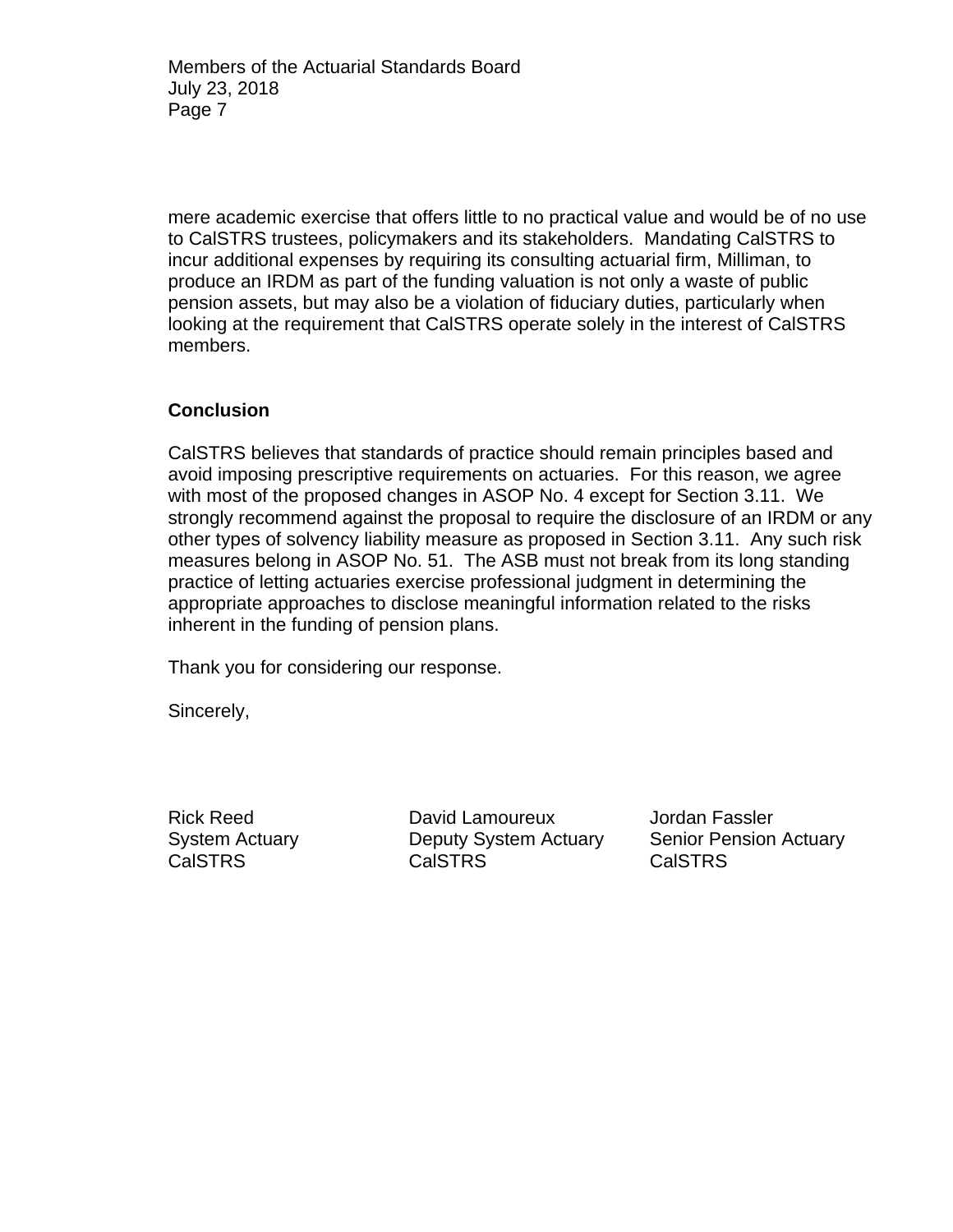mere academic exercise that offers little to no practical value and would be of no use to CalSTRS trustees, policymakers and its stakeholders. Mandating CalSTRS to incur additional expenses by requiring its consulting actuarial firm, Milliman, to produce an IRDM as part of the funding valuation is not only a waste of public pension assets, but may also be a violation of fiduciary duties, particularly when looking at the requirement that CalSTRS operate solely in the interest of CalSTRS members.

**Conclusion**

CalSTRS believes that standards of practice should remain principles based and avoid imposing prescriptive requirements on actuaries. For this reason, we agree with most of the proposed changes in ASOP No. 4 except for Section 3.11. We strongly recommend against the proposal to require the disclosure of an IRDM or any other types of solvency liability measure as proposed in Section 3.11. Any such risk measures belong in ASOP No. 51. The ASB must not break from its long standing practice of letting actuaries exercise professional judgment in determining the appropriate approaches to disclose meaningful information related to the risks inherent in the funding of pension plans.

Thank you for considering our response.

Sincerely,

Rick Reed
System Actuary
CalSTRS

David Lamoureux
Deputy System Actuary
CalSTRS

Jordan Fassler
Senior Pension Actuary
CalSTRS